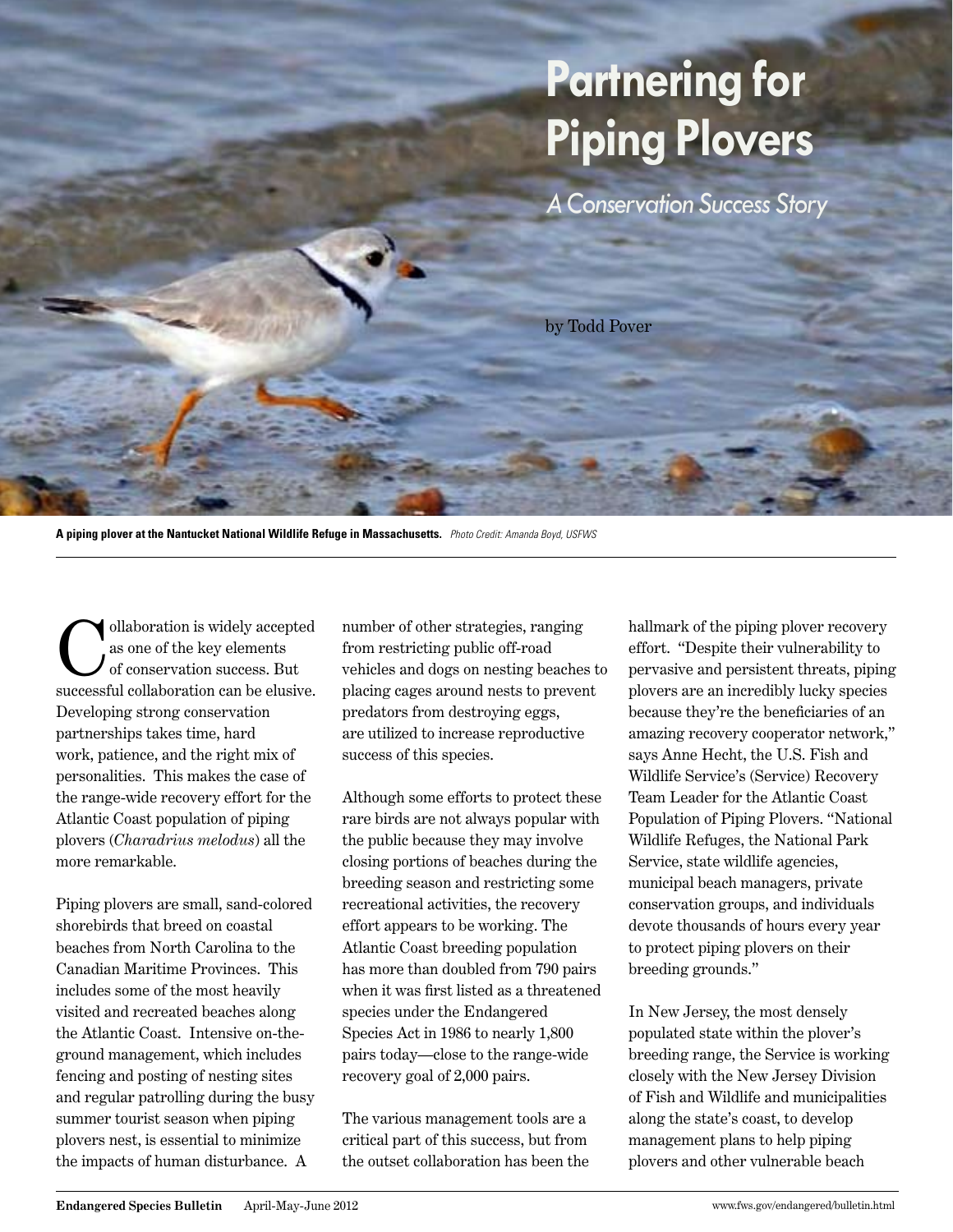# Partnering for Piping Plovers

## *A Conservation Success Story*

by Todd Pover

**A piping plover at the Nantucket National Wildlife Refuge in Massachusetts.** *Photo Credit: Amanda Boyd, USFWS*

Collaboration is widely accepted as one of the key elements of conservation success. But successful collaboration can be elusive. Developing strong conservation partnerships takes time, hard work, patience, and the right mix of personalities. This makes the case of the range-wide recovery effort for the Atlantic Coast population of piping plovers (*Charadrius melodus*) all the more remarkable.

Piping plovers are small, sand-colored shorebirds that breed on coastal beaches from North Carolina to the Canadian Maritime Provinces. This includes some of the most heavily visited and recreated beaches along the Atlantic Coast. Intensive on-the-ground management, which includes fencing and posting of nesting sites and regular patrolling during the busy summer tourist season when piping plovers nest, is essential to minimize the impacts of human disturbance. A number of other strategies, ranging from restricting public off-road vehicles and dogs on nesting beaches to placing cages around nests to prevent predators from destroying eggs, are utilized to increase reproductive success of this species.

Although some efforts to protect these rare birds are not always popular with the public because they may involve closing portions of beaches during the breeding season and restricting some recreational activities, the recovery effort appears to be working. The Atlantic Coast breeding population has more than doubled from 790 pairs when it was first listed as a threatened species under the Endangered Species Act in 1986 to nearly 1,800 pairs today—close to the range-wide recovery goal of 2,000 pairs.

The various management tools are a critical part of this success, but from the outset collaboration has been the hallmark of the piping plover recovery effort. "Despite their vulnerability to pervasive and persistent threats, piping plovers are an incredibly lucky species because they're the beneficiaries of an amazing recovery cooperator network," says Anne Hecht, the U.S. Fish and Wildlife Service's (Service) Recovery Team Leader for the Atlantic Coast Population of Piping Plovers. "National Wildlife Refuges, the National Park Service, state wildlife agencies, municipal beach managers, private conservation groups, and individuals devote thousands of hours every year to protect piping plovers on their breeding grounds."

In New Jersey, the most densely populated state within the plover's breeding range, the Service is working closely with the New Jersey Division of Fish and Wildlife and municipalities along the state's coast, to develop management plans to help piping plovers and other vulnerable beach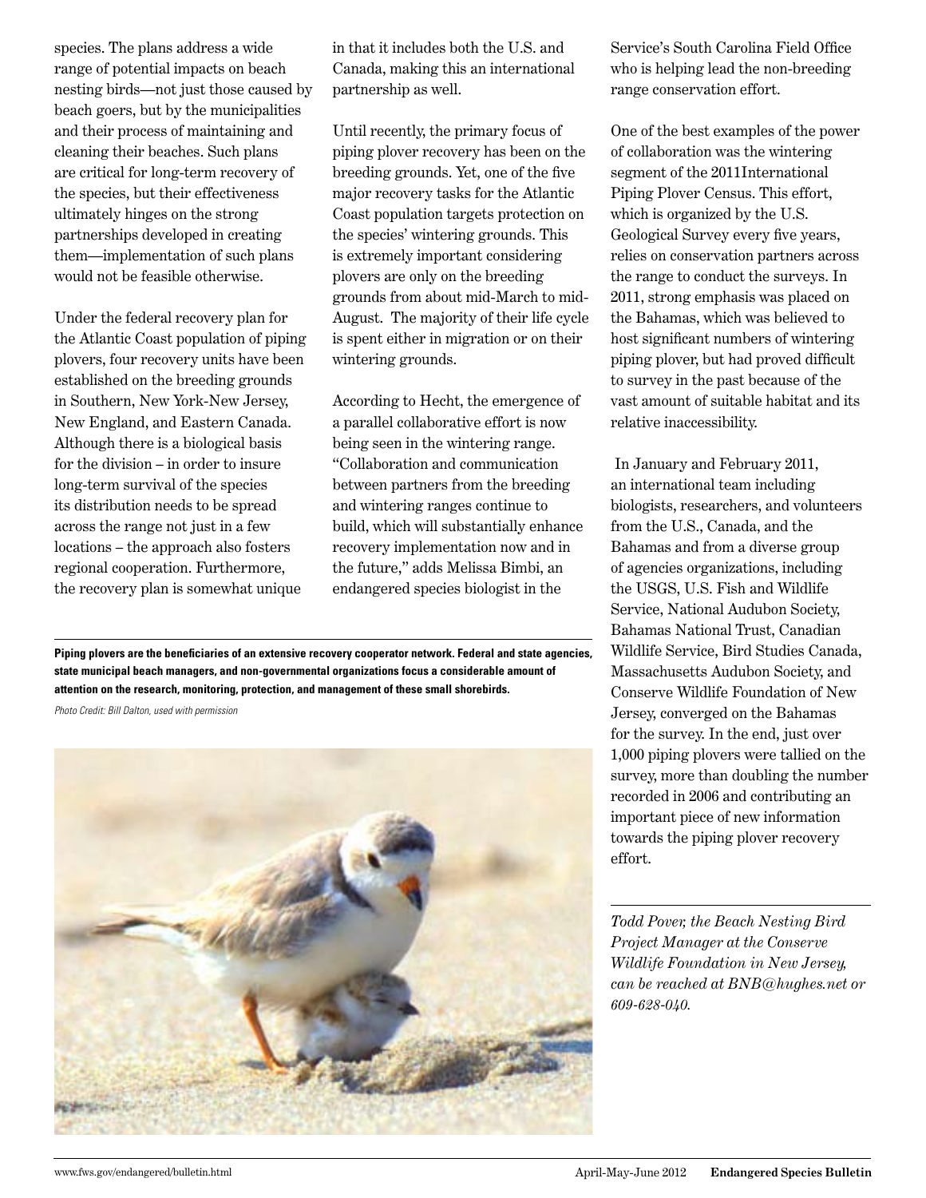species. The plans address a wide range of potential impacts on beach nesting birds—not just those caused by beach goers, but by the municipalities and their process of maintaining and cleaning their beaches. Such plans are critical for long-term recovery of the species, but their effectiveness ultimately hinges on the strong partnerships developed in creating them—implementation of such plans would not be feasible otherwise.

Under the federal recovery plan for the Atlantic Coast population of piping plovers, four recovery units have been established on the breeding grounds in Southern, New York-New Jersey, New England, and Eastern Canada. Although there is a biological basis for the division – in order to insure long-term survival of the species its distribution needs to be spread across the range not just in a few locations – the approach also fosters regional cooperation. Furthermore, the recovery plan is somewhat unique in that it includes both the U.S. and Canada, making this an international partnership as well.

Until recently, the primary focus of piping plover recovery has been on the breeding grounds. Yet, one of the five major recovery tasks for the Atlantic Coast population targets protection on the species' wintering grounds. This is extremely important considering plovers are only on the breeding grounds from about mid-March to mid-August. The majority of their life cycle is spent either in migration or on their wintering grounds.

According to Hecht, the emergence of a parallel collaborative effort is now being seen in the wintering range. "Collaboration and communication between partners from the breeding and wintering ranges continue to build, which will substantially enhance recovery implementation now and in the future," adds Melissa Bimbi, an endangered species biologist in the Service's South Carolina Field Office who is helping lead the non-breeding range conservation effort.

**Piping plovers are the beneficiaries of an extensive recovery cooperator network. Federal and state agencies, state municipal beach managers, and non-governmental organizations focus a considerable amount of attention on the research, monitoring, protection, and management of these small shorebirds.**

*Photo Credit: Bill Dalton, used with permission*

One of the best examples of the power of collaboration was the wintering segment of the 2011International Piping Plover Census. This effort, which is organized by the U.S. Geological Survey every five years, relies on conservation partners across the range to conduct the surveys. In 2011, strong emphasis was placed on the Bahamas, which was believed to host significant numbers of wintering piping plover, but had proved difficult to survey in the past because of the vast amount of suitable habitat and its relative inaccessibility.

In January and February 2011, an international team including biologists, researchers, and volunteers from the U.S., Canada, and the Bahamas and from a diverse group of agencies organizations, including the USGS, U.S. Fish and Wildlife Service, National Audubon Society, Bahamas National Trust, Canadian Wildlife Service, Bird Studies Canada, Massachusetts Audubon Society, and Conserve Wildlife Foundation of New Jersey, converged on the Bahamas for the survey. In the end, just over 1,000 piping plovers were tallied on the survey, more than doubling the number recorded in 2006 and contributing an important piece of new information towards the piping plover recovery effort.

---

*Todd Pover, the Beach Nesting Bird Project Manager at the Conserve Wildlife Foundation in New Jersey, can be reached at BNB@hughes.net or 609-628-040.*